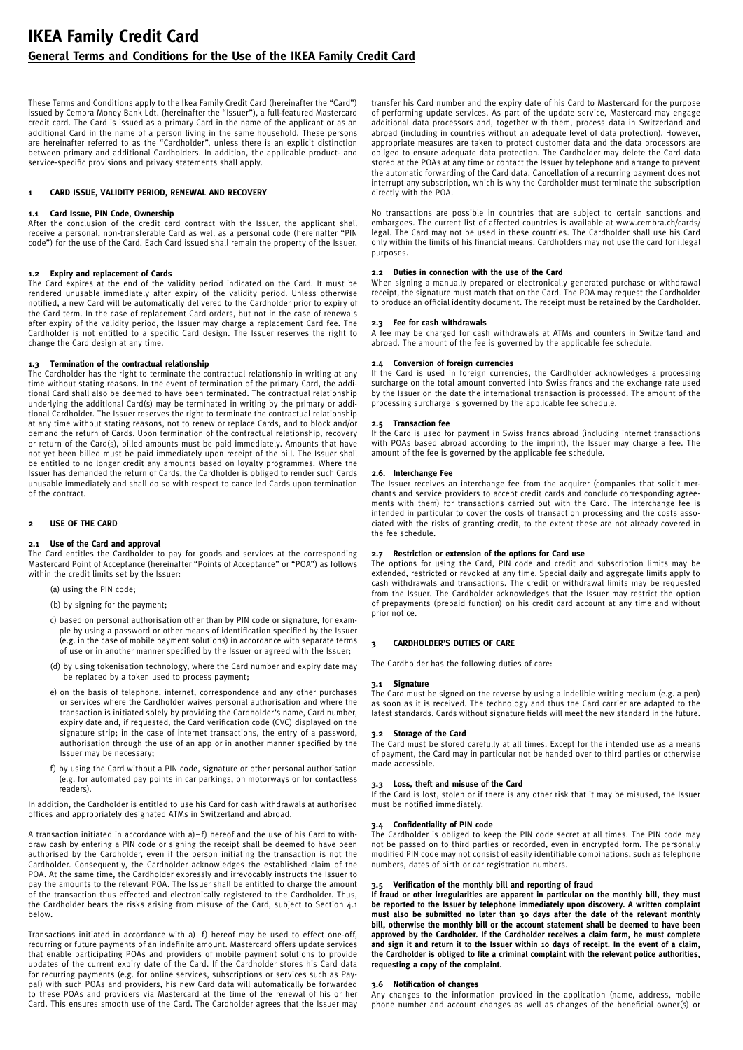# IKEA Family Credit Card

## General Terms and Conditions for the Use of the IKEA Family Credit Card

These Terms and Conditions apply to the Ikea Family Credit Card (hereinafter the "Card") issued by Cembra Money Bank Ldt. (hereinafter the "Issuer"), a full-featured Mastercard credit card. The Card is issued as a primary Card in the name of the applicant or as an additional Card in the name of a person living in the same household. These persons are hereinafter referred to as the "Cardholder", unless there is an explicit distinction between primary and additional Cardholders. In addition, the applicable product- and service-specific provisions and privacy statements shall apply.

### 1 CARD ISSUE, VALIDITY PERIOD, RENEWAL AND RECOVERY

#### 1.1 Card Issue, PIN Code, Ownership

After the conclusion of the credit card contract with the Issuer, the applicant shall receive a personal, non-transferable Card as well as a personal code (hereinafter "PIN code") for the use of the Card. Each Card issued shall remain the property of the Issuer.

#### 1.2 Expiry and replacement of Cards

The Card expires at the end of the validity period indicated on the Card. It must be rendered unusable immediately after expiry of the validity period. Unless otherwise notified, a new Card will be automatically delivered to the Cardholder prior to expiry of the Card term. In the case of replacement Card orders, but not in the case of renewals after expiry of the validity period, the Issuer may charge a replacement Card fee. The Cardholder is not entitled to a specific Card design. The Issuer reserves the right to change the Card design at any time.

#### 1.3 Termination of the contractual relationship

The Cardholder has the right to terminate the contractual relationship in writing at any time without stating reasons. In the event of termination of the primary Card, the additional Card shall also be deemed to have been terminated. The contractual relationship underlying the additional Card(s) may be terminated in writing by the primary or additional Cardholder. The Issuer reserves the right to terminate the contractual relationship at any time without stating reasons, not to renew or replace Cards, and to block and/or demand the return of Cards. Upon termination of the contractual relationship, recovery or return of the Card(s), billed amounts must be paid immediately. Amounts that have not yet been billed must be paid immediately upon receipt of the bill. The Issuer shall be entitled to no longer credit any amounts based on loyalty programmes. Where the Issuer has demanded the return of Cards, the Cardholder is obliged to render such Cards unusable immediately and shall do so with respect to cancelled Cards upon termination of the contract.

### 2 USE OF THE CARD

#### 2.1 Use of the Card and approval

The Card entitles the Cardholder to pay for goods and services at the corresponding Mastercard Point of Acceptance (hereinafter "Points of Acceptance" or "POA") as follows within the credit limits set by the Issuer:

(a) using the PIN code;

(b) by signing for the payment;

c) based on personal authorisation other than by PIN code or signature, for example by using a password or other means of identification specified by the Issuer (e.g. in the case of mobile payment solutions) in accordance with separate terms of use or in another manner specified by the Issuer or agreed with the Issuer;

(d) by using tokenisation technology, where the Card number and expiry date may be replaced by a token used to process payment;

e) on the basis of telephone, internet, correspondence and any other purchases or services where the Cardholder waives personal authorisation and where the transaction is initiated solely by providing the Cardholder's name, Card number, expiry date and, if requested, the Card verification code (CVC) displayed on the signature strip; in the case of internet transactions, the entry of a password, authorisation through the use of an app or in another manner specified by the Issuer may be necessary;

f) by using the Card without a PIN code, signature or other personal authorisation (e.g. for automated pay points in car parkings, on motorways or for contactless readers).

In addition, the Cardholder is entitled to use his Card for cash withdrawals at authorised offices and appropriately designated ATMs in Switzerland and abroad.

A transaction initiated in accordance with a)–f) hereof and the use of his Card to withdraw cash by entering a PIN code or signing the receipt shall be deemed to have been authorised by the Cardholder, even if the person initiating the transaction is not the Cardholder. Consequently, the Cardholder acknowledges the established claim of the POA. At the same time, the Cardholder expressly and irrevocably instructs the Issuer to pay the amounts to the relevant POA. The Issuer shall be entitled to charge the amount of the transaction thus effected and electronically registered to the Cardholder. Thus, the Cardholder bears the risks arising from misuse of the Card, subject to Section 4.1 below.

Transactions initiated in accordance with a)–f) hereof may be used to effect one-off, recurring or future payments of an indefinite amount. Mastercard offers update services that enable participating POAs and providers of mobile payment solutions to provide updates of the current expiry date of the Card. If the Cardholder stores his Card data for recurring payments (e.g. for online services, subscriptions or services such as Paypal) with such POAs and providers, his new Card data will automatically be forwarded to these POAs and providers via Mastercard at the time of the renewal of his or her Card. This ensures smooth use of the Card. The Cardholder agrees that the Issuer may transfer his Card number and the expiry date of his Card to Mastercard for the purpose of performing update services. As part of the update service, Mastercard may engage additional data processors and, together with them, process data in Switzerland and abroad (including in countries without an adequate level of data protection). However, appropriate measures are taken to protect customer data and the data processors are obliged to ensure adequate data protection. The Cardholder may delete the Card data stored at the POAs at any time or contact the Issuer by telephone and arrange to prevent the automatic forwarding of the Card data. Cancellation of a recurring payment does not interrupt any subscription, which is why the Cardholder must terminate the subscription directly with the POA.

No transactions are possible in countries that are subject to certain sanctions and embargoes. The current list of affected countries is available at www.cembra.ch/cards/legal. The Card may not be used in these countries. The Cardholder shall use his Card only within the limits of his financial means. Cardholders may not use the card for illegal purposes.

#### 2.2 Duties in connection with the use of the Card

When signing a manually prepared or electronically generated purchase or withdrawal receipt, the signature must match that on the Card. The POA may request the Cardholder to produce an official identity document. The receipt must be retained by the Cardholder.

#### 2.3 Fee for cash withdrawals

A fee may be charged for cash withdrawals at ATMs and counters in Switzerland and abroad. The amount of the fee is governed by the applicable fee schedule.

#### 2.4 Conversion of foreign currencies

If the Card is used in foreign currencies, the Cardholder acknowledges a processing surcharge on the total amount converted into Swiss francs and the exchange rate used by the Issuer on the date the international transaction is processed. The amount of the processing surcharge is governed by the applicable fee schedule.

#### 2.5 Transaction fee

If the Card is used for payment in Swiss francs abroad (including internet transactions with POAs based abroad according to the imprint), the Issuer may charge a fee. The amount of the fee is governed by the applicable fee schedule.

#### 2.6. Interchange Fee

The Issuer receives an interchange fee from the acquirer (companies that solicit merchants and service providers to accept credit cards and conclude corresponding agreements with them) for transactions carried out with the Card. The interchange fee is intended in particular to cover the costs of transaction processing and the costs associated with the risks of granting credit, to the extent these are not already covered in the fee schedule.

#### 2.7 Restriction or extension of the options for Card use

The options for using the Card, PIN code and credit and subscription limits may be extended, restricted or revoked at any time. Special daily and aggregate limits apply to cash withdrawals and transactions. The credit or withdrawal limits may be requested from the Issuer. The Cardholder acknowledges that the Issuer may restrict the option of prepayments (prepaid function) on his credit card account at any time and without prior notice.

### 3 CARDHOLDER'S DUTIES OF CARE

The Cardholder has the following duties of care:

#### 3.1 Signature

The Card must be signed on the reverse by using a indelible writing medium (e.g. a pen) as soon as it is received. The technology and thus the Card carrier are adapted to the latest standards. Cards without signature fields will meet the new standard in the future.

#### 3.2 Storage of the Card

The Card must be stored carefully at all times. Except for the intended use as a means of payment, the Card may in particular not be handed over to third parties or otherwise made accessible.

#### 3.3 Loss, theft and misuse of the Card

If the Card is lost, stolen or if there is any other risk that it may be misused, the Issuer must be notified immediately.

#### 3.4 Confidentiality of PIN code

The Cardholder is obliged to keep the PIN code secret at all times. The PIN code may not be passed on to third parties or recorded, even in encrypted form. The personally modified PIN code may not consist of easily identifiable combinations, such as telephone numbers, dates of birth or car registration numbers.

#### 3.5 Verification of the monthly bill and reporting of fraud

**If fraud or other irregularities are apparent in particular on the monthly bill, they must be reported to the Issuer by telephone immediately upon discovery. A written complaint must also be submitted no later than 30 days after the date of the relevant monthly bill, otherwise the monthly bill or the account statement shall be deemed to have been approved by the Cardholder. If the Cardholder receives a claim form, he must complete and sign it and return it to the Issuer within 10 days of receipt. In the event of a claim, the Cardholder is obliged to file a criminal complaint with the relevant police authorities, requesting a copy of the complaint.**

#### 3.6 Notification of changes

Any changes to the information provided in the application (name, address, mobile phone number and account changes as well as changes of the beneficial owner(s) or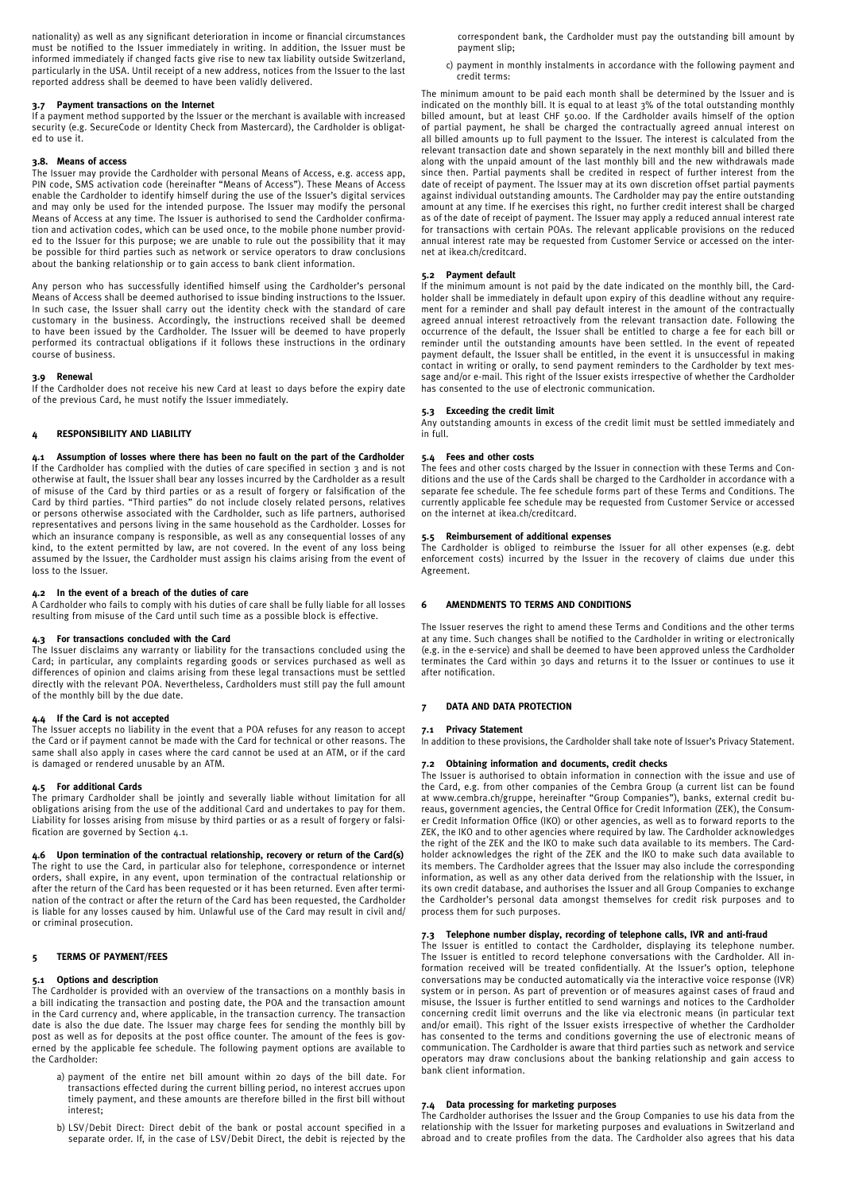nationality) as well as any significant deterioration in income or financial circumstances must be notified to the Issuer immediately in writing. In addition, the Issuer must be informed immediately if changed facts give rise to new tax liability outside Switzerland, particularly in the USA. Until receipt of a new address, notices from the Issuer to the last reported address shall be deemed to have been validly delivered.

### 3.7 Payment transactions on the Internet

If a payment method supported by the Issuer or the merchant is available with increased security (e.g. SecureCode or Identity Check from Mastercard), the Cardholder is obligated to use it.

### 3.8. Means of access

The Issuer may provide the Cardholder with personal Means of Access, e.g. access app, PIN code, SMS activation code (hereinafter "Means of Access"). These Means of Access enable the Cardholder to identify himself during the use of the Issuer's digital services and may only be used for the intended purpose. The Issuer may modify the personal Means of Access at any time. The Issuer is authorised to send the Cardholder confirmation and activation codes, which can be used once, to the mobile phone number provided to the Issuer for this purpose; we are unable to rule out the possibility that it may be possible for third parties such as network or service operators to draw conclusions about the banking relationship or to gain access to bank client information.

Any person who has successfully identified himself using the Cardholder's personal Means of Access shall be deemed authorised to issue binding instructions to the Issuer. In such case, the Issuer shall carry out the identity check with the standard of care customary in the business. Accordingly, the instructions received shall be deemed to have been issued by the Cardholder. The Issuer will be deemed to have properly performed its contractual obligations if it follows these instructions in the ordinary course of business.

### 3.9 Renewal

If the Cardholder does not receive his new Card at least 10 days before the expiry date of the previous Card, he must notify the Issuer immediately.

## 4 RESPONSIBILITY AND LIABILITY

### 4.1 Assumption of losses where there has been no fault on the part of the Cardholder

If the Cardholder has complied with the duties of care specified in section 3 and is not otherwise at fault, the Issuer shall bear any losses incurred by the Cardholder as a result of misuse of the Card by third parties or as a result of forgery or falsification of the Card by third parties. "Third parties" do not include closely related persons, relatives or persons otherwise associated with the Cardholder, such as life partners, authorised representatives and persons living in the same household as the Cardholder. Losses for which an insurance company is responsible, as well as any consequential losses of any kind, to the extent permitted by law, are not covered. In the event of any loss being assumed by the Issuer, the Cardholder must assign his claims arising from the event of loss to the Issuer.

### 4.2 In the event of a breach of the duties of care

A Cardholder who fails to comply with his duties of care shall be fully liable for all losses resulting from misuse of the Card until such time as a possible block is effective.

### 4.3 For transactions concluded with the Card

The Issuer disclaims any warranty or liability for the transactions concluded using the Card; in particular, any complaints regarding goods or services purchased as well as differences of opinion and claims arising from these legal transactions must be settled directly with the relevant POA. Nevertheless, Cardholders must still pay the full amount of the monthly bill by the due date.

### 4.4 If the Card is not accepted

The Issuer accepts no liability in the event that a POA refuses for any reason to accept the Card or if payment cannot be made with the Card for technical or other reasons. The same shall also apply in cases where the card cannot be used at an ATM, or if the card is damaged or rendered unusable by an ATM.

### 4.5 For additional Cards

The primary Cardholder shall be jointly and severally liable without limitation for all obligations arising from the use of the additional Card and undertakes to pay for them. Liability for losses arising from misuse by third parties or as a result of forgery or falsification are governed by Section 4.1.

### 4.6 Upon termination of the contractual relationship, recovery or return of the Card(s)

The right to use the Card, in particular also for telephone, correspondence or internet orders, shall expire, in any event, upon termination of the contractual relationship or after the return of the Card has been requested or it has been returned. Even after termination of the contract or after the return of the Card has been requested, the Cardholder is liable for any losses caused by him. Unlawful use of the Card may result in civil and/or criminal prosecution.

## 5 TERMS OF PAYMENT/FEES

### 5.1 Options and description

The Cardholder is provided with an overview of the transactions on a monthly basis in a bill indicating the transaction and posting date, the POA and the transaction amount in the Card currency and, where applicable, in the transaction currency. The transaction date is also the due date. The Issuer may charge fees for sending the monthly bill by post as well as for deposits at the post office counter. The amount of the fees is governed by the applicable fee schedule. The following payment options are available to the Cardholder:

a) payment of the entire net bill amount within 20 days of the bill date. For transactions effected during the current billing period, no interest accrues upon timely payment, and these amounts are therefore billed in the first bill without interest;

b) LSV/Debit Direct: Direct debit of the bank or postal account specified in a separate order. If, in the case of LSV/Debit Direct, the debit is rejected by the correspondent bank, the Cardholder must pay the outstanding bill amount by payment slip;

c) payment in monthly instalments in accordance with the following payment and credit terms:

The minimum amount to be paid each month shall be determined by the Issuer and is indicated on the monthly bill. It is equal to at least 3% of the total outstanding monthly billed amount, but at least CHF 50.00. If the Cardholder avails himself of the option of partial payment, he shall be charged the contractually agreed annual interest on all billed amounts up to full payment to the Issuer. The interest is calculated from the relevant transaction date and shown separately in the next monthly bill and billed there along with the unpaid amount of the last monthly bill and the new withdrawals made since then. Partial payments shall be credited in respect of further interest from the date of receipt of payment. The Issuer may at its own discretion offset partial payments against individual outstanding amounts. The Cardholder may pay the entire outstanding amount at any time. If he exercises this right, no further credit interest shall be charged as of the date of receipt of payment. The Issuer may apply a reduced annual interest rate for transactions with certain POAs. The relevant applicable provisions on the reduced annual interest rate may be requested from Customer Service or accessed on the internet at ikea.ch/creditcard.

### 5.2 Payment default

If the minimum amount is not paid by the date indicated on the monthly bill, the Cardholder shall be immediately in default upon expiry of this deadline without any requirement for a reminder and shall pay default interest in the amount of the contractually agreed annual interest retroactively from the relevant transaction date. Following the occurrence of the default, the Issuer shall be entitled to charge a fee for each bill or reminder until the outstanding amounts have been settled. In the event of repeated payment default, the Issuer shall be entitled, in the event it is unsuccessful in making contact in writing or orally, to send payment reminders to the Cardholder by text message and/or e-mail. This right of the Issuer exists irrespective of whether the Cardholder has consented to the use of electronic communication.

### 5.3 Exceeding the credit limit

Any outstanding amounts in excess of the credit limit must be settled immediately and in full.

### 5.4 Fees and other costs

The fees and other costs charged by the Issuer in connection with these Terms and Conditions and the use of the Cards shall be charged to the Cardholder in accordance with a separate fee schedule. The fee schedule forms part of these Terms and Conditions. The currently applicable fee schedule may be requested from Customer Service or accessed on the internet at ikea.ch/creditcard.

### 5.5 Reimbursement of additional expenses

The Cardholder is obliged to reimburse the Issuer for all other expenses (e.g. debt enforcement costs) incurred by the Issuer in the recovery of claims due under this Agreement.

## 6 AMENDMENTS TO TERMS AND CONDITIONS

The Issuer reserves the right to amend these Terms and Conditions and the other terms at any time. Such changes shall be notified to the Cardholder in writing or electronically (e.g. in the e-service) and shall be deemed to have been approved unless the Cardholder terminates the Card within 30 days and returns it to the Issuer or continues to use it after notification.

## 7 DATA AND DATA PROTECTION

### 7.1 Privacy Statement

In addition to these provisions, the Cardholder shall take note of Issuer's Privacy Statement.

### 7.2 Obtaining information and documents, credit checks

The Issuer is authorised to obtain information in connection with the issue and use of the Card, e.g. from other companies of the Cembra Group (a current list can be found at www.cembra.ch/gruppe, hereinafter "Group Companies"), banks, external credit bureaus, government agencies, the Central Office for Credit Information (ZEK), the Consumer Credit Information Office (IKO) or other agencies, as well as to forward reports to the ZEK, the IKO and to other agencies where required by law. The Cardholder acknowledges the right of the ZEK and the IKO to make such data available to its members. The Cardholder acknowledges the right of the ZEK and the IKO to make such data available to its members. The Cardholder agrees that the Issuer may also include the corresponding information, as well as any other data derived from the relationship with the Issuer, in its own credit database, and authorises the Issuer and all Group Companies to exchange the Cardholder's personal data amongst themselves for credit risk purposes and to process them for such purposes.

### 7.3 Telephone number display, recording of telephone calls, IVR and anti-fraud

The Issuer is entitled to contact the Cardholder, displaying its telephone number. The Issuer is entitled to record telephone conversations with the Cardholder. All information received will be treated confidentially. At the Issuer's option, telephone conversations may be conducted automatically via the interactive voice response (IVR) system or in person. As part of prevention or of measures against cases of fraud and misuse, the Issuer is further entitled to send warnings and notices to the Cardholder concerning credit limit overruns and the like via electronic means (in particular text and/or email). This right of the Issuer exists irrespective of whether the Cardholder has consented to the terms and conditions governing the use of electronic means of communication. The Cardholder is aware that third parties such as network and service operators may draw conclusions about the banking relationship and gain access to bank client information.

### 7.4 Data processing for marketing purposes

The Cardholder authorises the Issuer and the Group Companies to use his data from the relationship with the Issuer for marketing purposes and evaluations in Switzerland and abroad and to create profiles from the data. The Cardholder also agrees that his data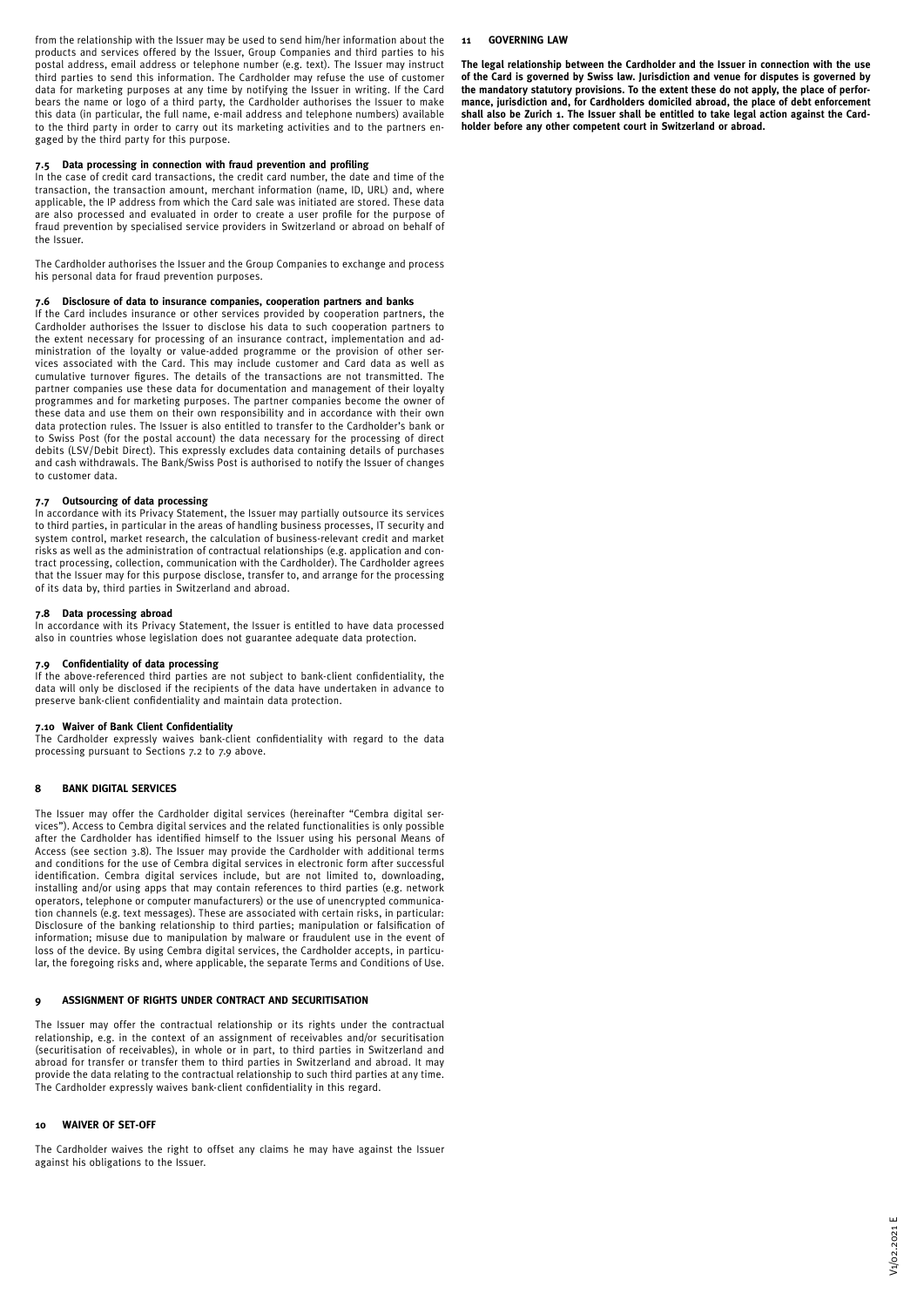from the relationship with the Issuer may be used to send him/her information about the products and services offered by the Issuer, Group Companies and third parties to his postal address, email address or telephone number (e.g. text). The Issuer may instruct third parties to send this information. The Cardholder may refuse the use of customer data for marketing purposes at any time by notifying the Issuer in writing. If the Card bears the name or logo of a third party, the Cardholder authorises the Issuer to make this data (in particular, the full name, e-mail address and telephone numbers) available to the third party in order to carry out its marketing activities and to the partners engaged by the third party for this purpose.

### 7.5 Data processing in connection with fraud prevention and profiling

In the case of credit card transactions, the credit card number, the date and time of the transaction, the transaction amount, merchant information (name, ID, URL) and, where applicable, the IP address from which the Card sale was initiated are stored. These data are also processed and evaluated in order to create a user profile for the purpose of fraud prevention by specialised service providers in Switzerland or abroad on behalf of the Issuer.

The Cardholder authorises the Issuer and the Group Companies to exchange and process his personal data for fraud prevention purposes.

### 7.6 Disclosure of data to insurance companies, cooperation partners and banks

If the Card includes insurance or other services provided by cooperation partners, the Cardholder authorises the Issuer to disclose his data to such cooperation partners to the extent necessary for processing of an insurance contract, implementation and administration of the loyalty or value-added programme or the provision of other services associated with the Card. This may include customer and Card data as well as cumulative turnover figures. The details of the transactions are not transmitted. The partner companies use these data for documentation and management of their loyalty programmes and for marketing purposes. The partner companies become the owner of these data and use them on their own responsibility and in accordance with their own data protection rules. The Issuer is also entitled to transfer to the Cardholder's bank or to Swiss Post (for the postal account) the data necessary for the processing of direct debits (LSV/Debit Direct). This expressly excludes data containing details of purchases and cash withdrawals. The Bank/Swiss Post is authorised to notify the Issuer of changes to customer data.

### 7.7 Outsourcing of data processing

In accordance with its Privacy Statement, the Issuer may partially outsource its services to third parties, in particular in the areas of handling business processes, IT security and system control, market research, the calculation of business-relevant credit and market risks as well as the administration of contractual relationships (e.g. application and contract processing, collection, communication with the Cardholder). The Cardholder agrees that the Issuer may for this purpose disclose, transfer to, and arrange for the processing of its data by, third parties in Switzerland and abroad.

### 7.8 Data processing abroad

In accordance with its Privacy Statement, the Issuer is entitled to have data processed also in countries whose legislation does not guarantee adequate data protection.

### 7.9 Confidentiality of data processing

If the above-referenced third parties are not subject to bank-client confidentiality, the data will only be disclosed if the recipients of the data have undertaken in advance to preserve bank-client confidentiality and maintain data protection.

### 7.10 Waiver of Bank Client Confidentiality

The Cardholder expressly waives bank-client confidentiality with regard to the data processing pursuant to Sections 7.2 to 7.9 above.

## 8 BANK DIGITAL SERVICES

The Issuer may offer the Cardholder digital services (hereinafter "Cembra digital services"). Access to Cembra digital services and the related functionalities is only possible after the Cardholder has identified himself to the Issuer using his personal Means of Access (see section 3.8). The Issuer may provide the Cardholder with additional terms and conditions for the use of Cembra digital services in electronic form after successful identification. Cembra digital services include, but are not limited to, downloading, installing and/or using apps that may contain references to third parties (e.g. network operators, telephone or computer manufacturers) or the use of unencrypted communication channels (e.g. text messages). These are associated with certain risks, in particular: Disclosure of the banking relationship to third parties; manipulation or falsification of information; misuse due to manipulation by malware or fraudulent use in the event of loss of the device. By using Cembra digital services, the Cardholder accepts, in particular, the foregoing risks and, where applicable, the separate Terms and Conditions of Use.

## 9 ASSIGNMENT OF RIGHTS UNDER CONTRACT AND SECURITISATION

The Issuer may offer the contractual relationship or its rights under the contractual relationship, e.g. in the context of an assignment of receivables and/or securitisation (securitisation of receivables), in whole or in part, to third parties in Switzerland and abroad for transfer or transfer them to third parties in Switzerland and abroad. It may provide the data relating to the contractual relationship to such third parties at any time. The Cardholder expressly waives bank-client confidentiality in this regard.

## 10 WAIVER OF SET-OFF

The Cardholder waives the right to offset any claims he may have against the Issuer against his obligations to the Issuer.

## 11 GOVERNING LAW

**The legal relationship between the Cardholder and the Issuer in connection with the use of the Card is governed by Swiss law. Jurisdiction and venue for disputes is governed by the mandatory statutory provisions. To the extent these do not apply, the place of performance, jurisdiction and, for Cardholders domiciled abroad, the place of debt enforcement shall also be Zurich 1. The Issuer shall be entitled to take legal action against the Cardholder before any other competent court in Switzerland or abroad.**

V1/02.2021 E